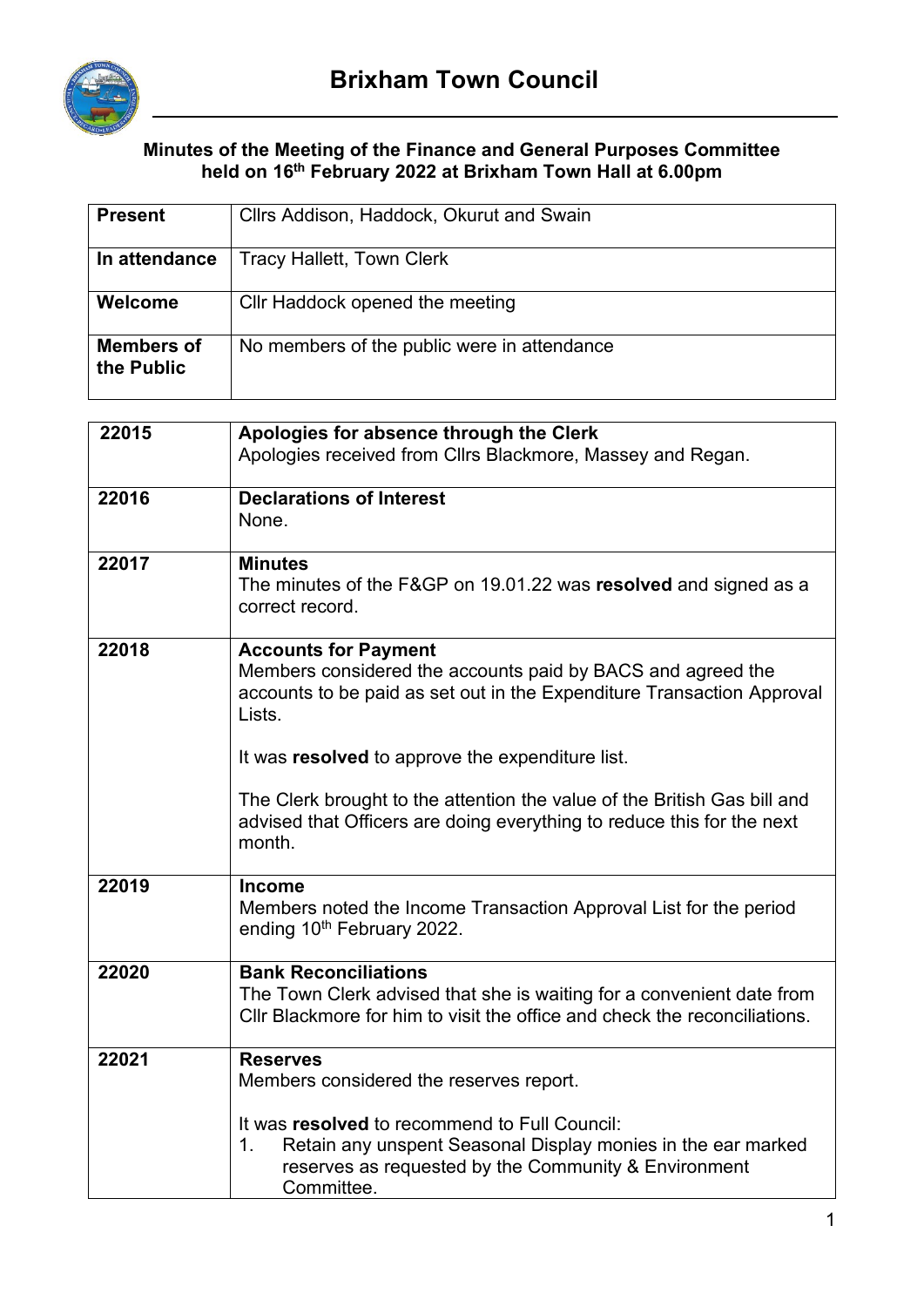# Brixham Town Council

**Minutes of the Meeting of the Finance and General Purposes Committee held on 16th February 2022 at Brixham Town Hall at 6.00pm**

| | |
|---|---|
| **Present** | Cllrs Addison, Haddock, Okurut and Swain |
| **In attendance** | Tracy Hallett, Town Clerk |
| **Welcome** | Cllr Haddock opened the meeting |
| **Members of the Public** | No members of the public were in attendance |

| | |
|---|---|
| **22015** | **Apologies for absence through the Clerk**<br>Apologies received from Cllrs Blackmore, Massey and Regan. |
| **22016** | **Declarations of Interest**<br>None. |
| **22017** | **Minutes**<br>The minutes of the F&GP on 19.01.22 was **resolved** and signed as a correct record. |
| **22018** | **Accounts for Payment**<br>Members considered the accounts paid by BACS and agreed the accounts to be paid as set out in the Expenditure Transaction Approval Lists.<br><br>It was **resolved** to approve the expenditure list.<br><br>The Clerk brought to the attention the value of the British Gas bill and advised that Officers are doing everything to reduce this for the next month. |
| **22019** | **Income**<br>Members noted the Income Transaction Approval List for the period ending 10th February 2022. |
| **22020** | **Bank Reconciliations**<br>The Town Clerk advised that she is waiting for a convenient date from Cllr Blackmore for him to visit the office and check the reconciliations. |
| **22021** | **Reserves**<br>Members considered the reserves report.<br><br>It was **resolved** to recommend to Full Council:<br>1. Retain any unspent Seasonal Display monies in the ear marked reserves as requested by the Community & Environment Committee. |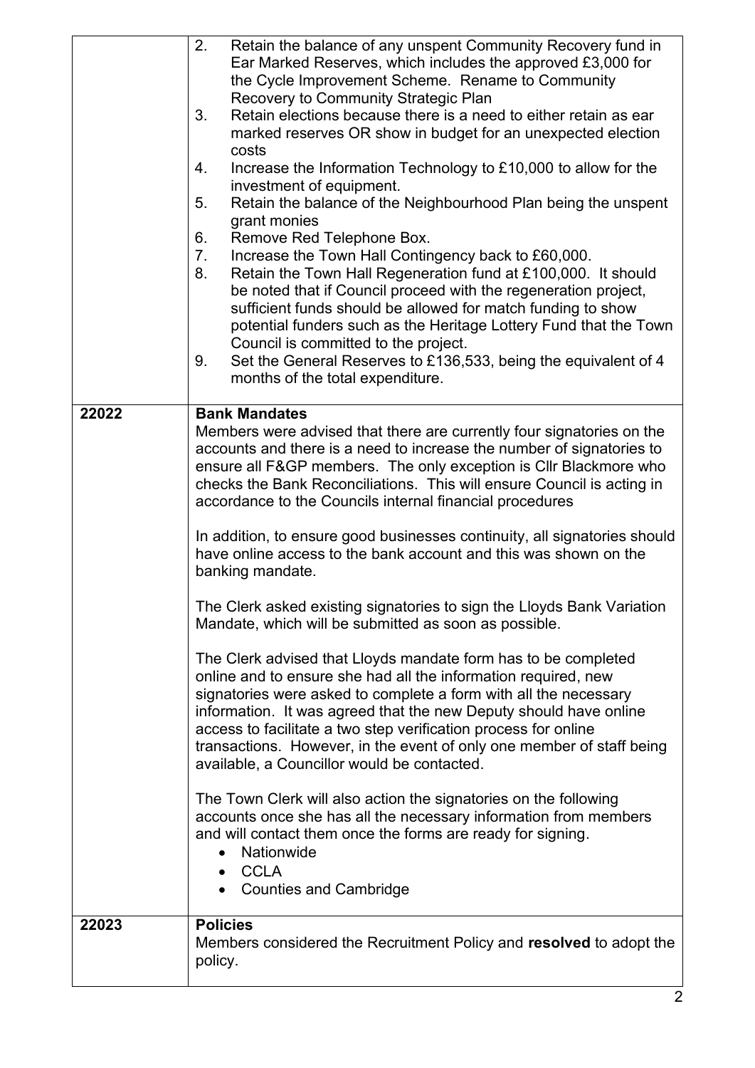| | |
|---|---|
| | 2. Retain the balance of any unspent Community Recovery fund in Ear Marked Reserves, which includes the approved £3,000 for the Cycle Improvement Scheme. Rename to Community Recovery to Community Strategic Plan<br>3. Retain elections because there is a need to either retain as ear marked reserves OR show in budget for an unexpected election costs<br>4. Increase the Information Technology to £10,000 to allow for the investment of equipment.<br>5. Retain the balance of the Neighbourhood Plan being the unspent grant monies<br>6. Remove Red Telephone Box.<br>7. Increase the Town Hall Contingency back to £60,000.<br>8. Retain the Town Hall Regeneration fund at £100,000. It should be noted that if Council proceed with the regeneration project, sufficient funds should be allowed for match funding to show potential funders such as the Heritage Lottery Fund that the Town Council is committed to the project.<br>9. Set the General Reserves to £136,533, being the equivalent of 4 months of the total expenditure. |
| 22022 | **Bank Mandates**<br>Members were advised that there are currently four signatories on the accounts and there is a need to increase the number of signatories to ensure all F&GP members. The only exception is Cllr Blackmore who checks the Bank Reconciliations. This will ensure Council is acting in accordance to the Councils internal financial procedures<br><br>In addition, to ensure good businesses continuity, all signatories should have online access to the bank account and this was shown on the banking mandate.<br><br>The Clerk asked existing signatories to sign the Lloyds Bank Variation Mandate, which will be submitted as soon as possible.<br><br>The Clerk advised that Lloyds mandate form has to be completed online and to ensure she had all the information required, new signatories were asked to complete a form with all the necessary information. It was agreed that the new Deputy should have online access to facilitate a two step verification process for online transactions. However, in the event of only one member of staff being available, a Councillor would be contacted.<br><br>The Town Clerk will also action the signatories on the following accounts once she has all the necessary information from members and will contact them once the forms are ready for signing.<br>• Nationwide<br>• CCLA<br>• Counties and Cambridge |
| 22023 | **Policies**<br>Members considered the Recruitment Policy and **resolved** to adopt the policy. |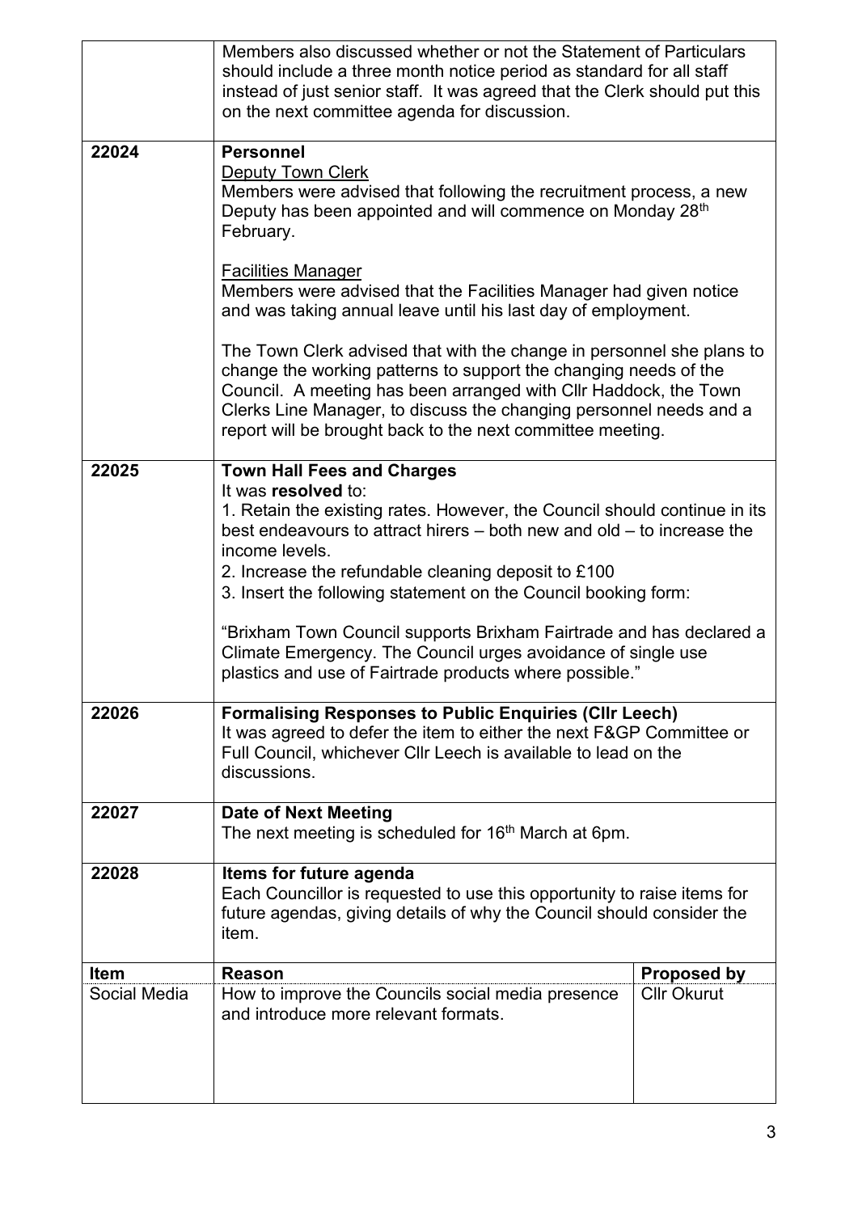| | |
|---|---|
| | Members also discussed whether or not the Statement of Particulars should include a three month notice period as standard for all staff instead of just senior staff. It was agreed that the Clerk should put this on the next committee agenda for discussion. |
| 22024 | **Personnel**<br>Deputy Town Clerk<br>Members were advised that following the recruitment process, a new Deputy has been appointed and will commence on Monday 28th February.<br><br>Facilities Manager<br>Members were advised that the Facilities Manager had given notice and was taking annual leave until his last day of employment.<br><br>The Town Clerk advised that with the change in personnel she plans to change the working patterns to support the changing needs of the Council. A meeting has been arranged with Cllr Haddock, the Town Clerks Line Manager, to discuss the changing personnel needs and a report will be brought back to the next committee meeting. |
| 22025 | **Town Hall Fees and Charges**<br>It was **resolved** to:<br>1. Retain the existing rates. However, the Council should continue in its best endeavours to attract hirers – both new and old – to increase the income levels.<br>2. Increase the refundable cleaning deposit to £100<br>3. Insert the following statement on the Council booking form:<br><br>"Brixham Town Council supports Brixham Fairtrade and has declared a Climate Emergency. The Council urges avoidance of single use plastics and use of Fairtrade products where possible." |
| 22026 | **Formalising Responses to Public Enquiries (Cllr Leech)**<br>It was agreed to defer the item to either the next F&GP Committee or Full Council, whichever Cllr Leech is available to lead on the discussions. |
| 22027 | **Date of Next Meeting**<br>The next meeting is scheduled for 16th March at 6pm. |
| 22028 | **Items for future agenda**<br>Each Councillor is requested to use this opportunity to raise items for future agendas, giving details of why the Council should consider the item. |

| **Item** | **Reason** | **Proposed by** |
|---|---|---|
| Social Media | How to improve the Councils social media presence and introduce more relevant formats. | Cllr Okurut |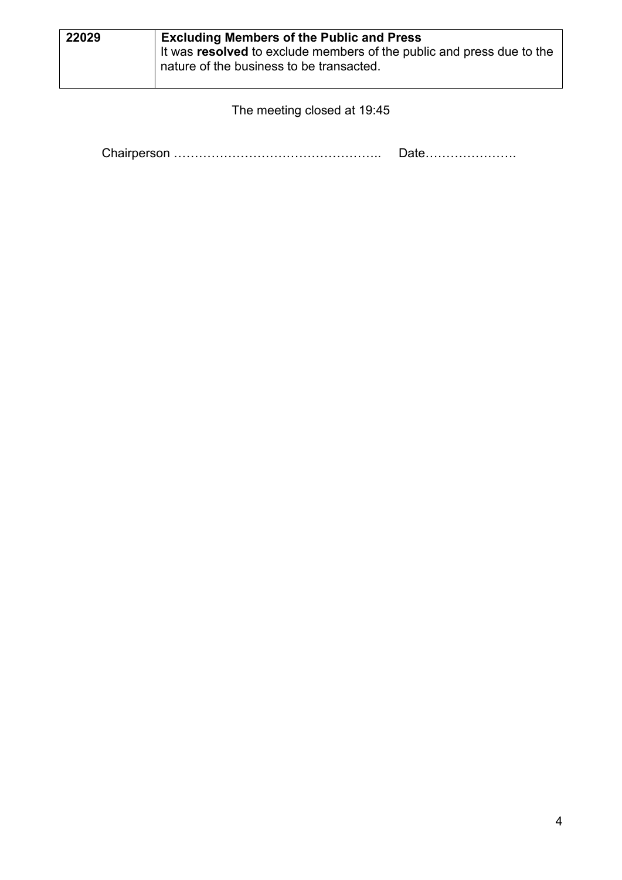| | |
|---|---|
| **22029** | **Excluding Members of the Public and Press**<br>It was **resolved** to exclude members of the public and press due to the nature of the business to be transacted. |

The meeting closed at 19:45

Chairperson ………………………………………….. Date………………….